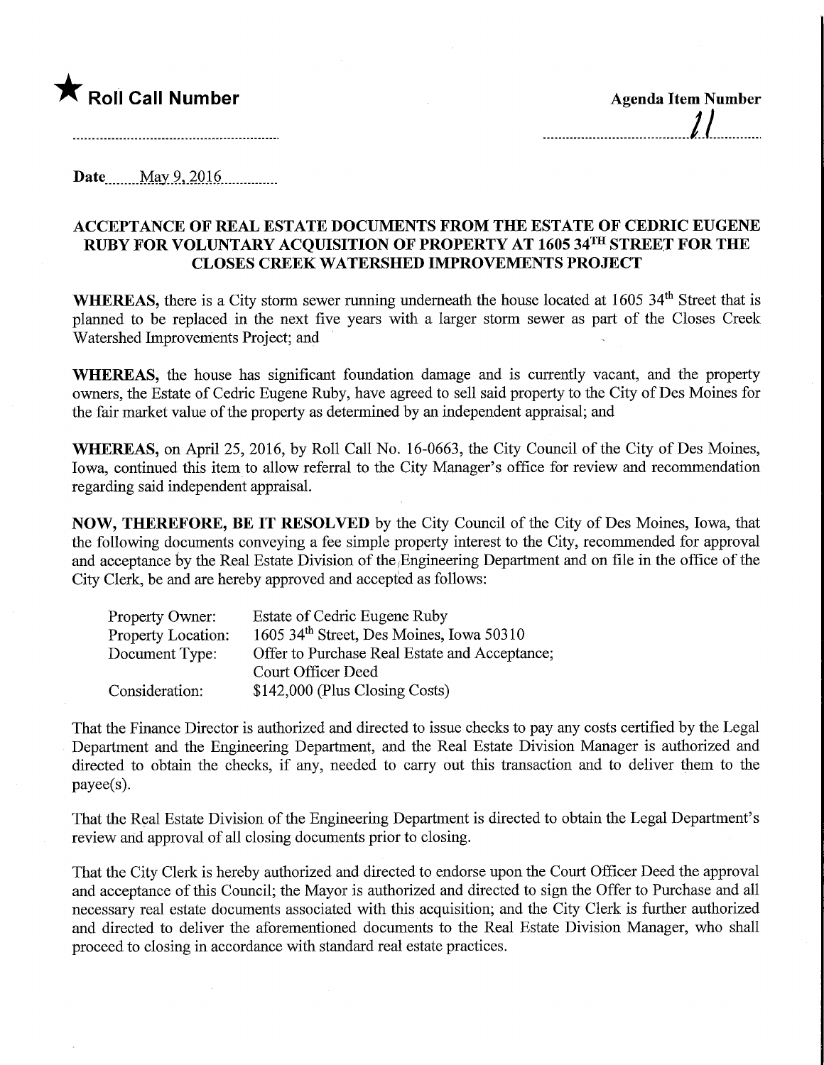★ **Roll Call Number**

**Agenda Item Number**

11

**Date** May 9, 2016

## ACCEPTANCE OF REAL ESTATE DOCUMENTS FROM THE ESTATE OF CEDRIC EUGENE RUBY FOR VOLUNTARY ACQUISITION OF PROPERTY AT 1605 34TH STREET FOR THE CLOSES CREEK WATERSHED IMPROVEMENTS PROJECT

**WHEREAS,** there is a City storm sewer running underneath the house located at 1605 34th Street that is planned to be replaced in the next five years with a larger storm sewer as part of the Closes Creek Watershed Improvements Project; and

**WHEREAS,** the house has significant foundation damage and is currently vacant, and the property owners, the Estate of Cedric Eugene Ruby, have agreed to sell said property to the City of Des Moines for the fair market value of the property as determined by an independent appraisal; and

**WHEREAS,** on April 25, 2016, by Roll Call No. 16-0663, the City Council of the City of Des Moines, Iowa, continued this item to allow referral to the City Manager's office for review and recommendation regarding said independent appraisal.

**NOW, THEREFORE, BE IT RESOLVED** by the City Council of the City of Des Moines, Iowa, that the following documents conveying a fee simple property interest to the City, recommended for approval and acceptance by the Real Estate Division of the Engineering Department and on file in the office of the City Clerk, be and are hereby approved and accepted as follows:

| | |
|---|---|
| Property Owner: | Estate of Cedric Eugene Ruby |
| Property Location: | 1605 34th Street, Des Moines, Iowa 50310 |
| Document Type: | Offer to Purchase Real Estate and Acceptance; Court Officer Deed |
| Consideration: | $142,000 (Plus Closing Costs) |

That the Finance Director is authorized and directed to issue checks to pay any costs certified by the Legal Department and the Engineering Department, and the Real Estate Division Manager is authorized and directed to obtain the checks, if any, needed to carry out this transaction and to deliver them to the payee(s).

That the Real Estate Division of the Engineering Department is directed to obtain the Legal Department's review and approval of all closing documents prior to closing.

That the City Clerk is hereby authorized and directed to endorse upon the Court Officer Deed the approval and acceptance of this Council; the Mayor is authorized and directed to sign the Offer to Purchase and all necessary real estate documents associated with this acquisition; and the City Clerk is further authorized and directed to deliver the aforementioned documents to the Real Estate Division Manager, who shall proceed to closing in accordance with standard real estate practices.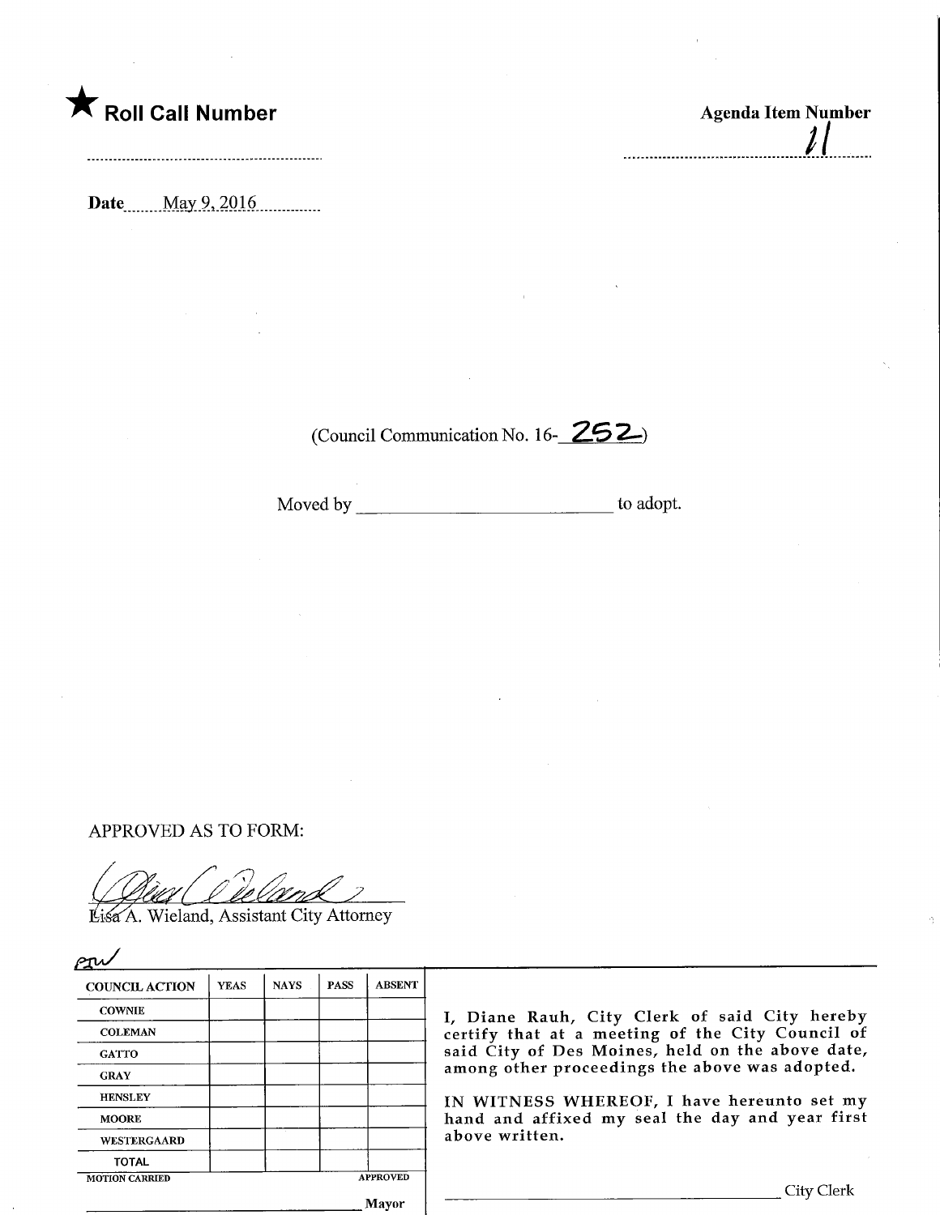★ **Roll Call Number**

**Agenda Item Number**

11

**Date** May 9, 2016

(Council Communication No. 16-252)

Moved by \_\_\_\_\_\_\_\_\_\_\_\_\_\_\_\_\_\_\_\_\_\_\_\_\_\_ to adopt.

APPROVED AS TO FORM:

Lisa A. Wieland, Assistant City Attorney

| COUNCIL ACTION | YEAS | NAYS | PASS | ABSENT |
|---|---|---|---|---|
| COWNIE | | | | |
| COLEMAN | | | | |
| GATTO | | | | |
| GRAY | | | | |
| HENSLEY | | | | |
| MOORE | | | | |
| WESTERGAARD | | | | |
| TOTAL | | | | |
| MOTION CARRIED | | | | APPROVED |

\_\_\_\_\_\_\_\_\_\_\_\_\_\_\_\_\_\_\_\_\_\_\_\_\_\_ Mayor

I, Diane Rauh, City Clerk of said City hereby certify that at a meeting of the City Council of said City of Des Moines, held on the above date, among other proceedings the above was adopted.

IN WITNESS WHEREOF, I have hereunto set my hand and affixed my seal the day and year first above written.

\_\_\_\_\_\_\_\_\_\_\_\_\_\_\_\_\_\_\_\_\_\_\_\_\_\_ City Clerk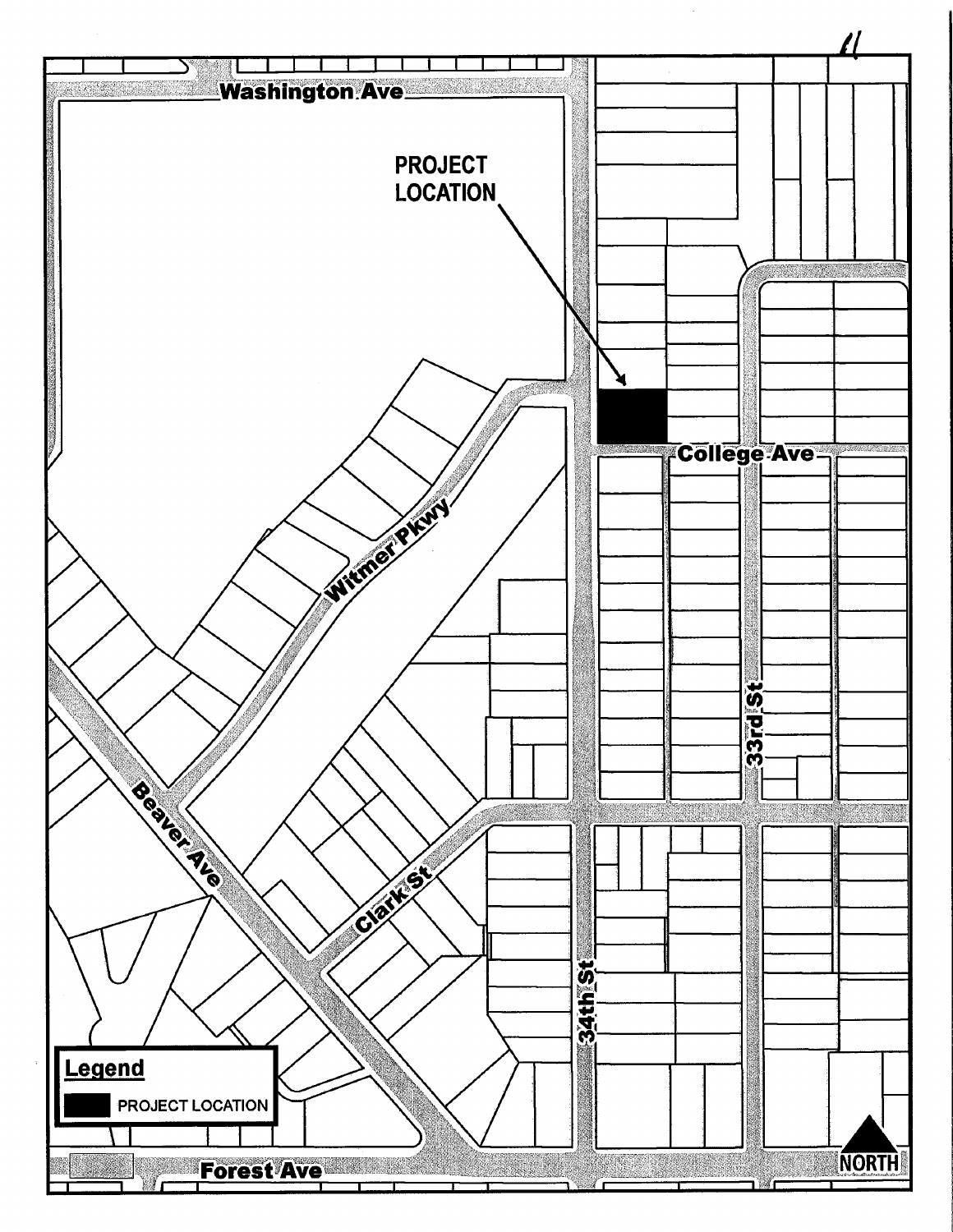PROJECT LOCATION

Washington Ave

College Ave

Witmer Pkwy

33rd St

Beaver Ave

Clark St

34th St

Forest Ave

NORTH

**Legend**

PROJECT LOCATION